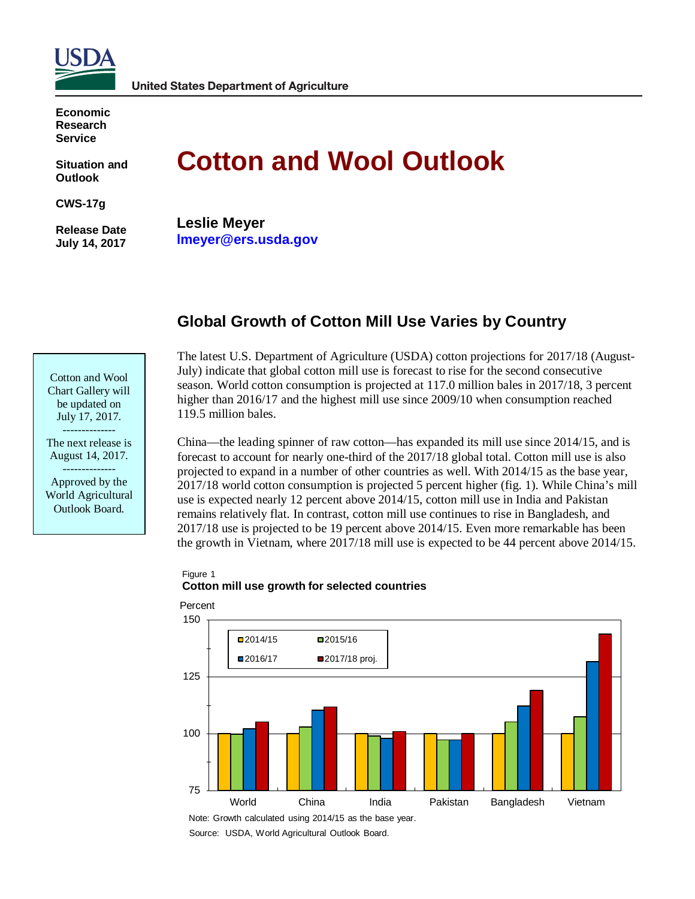United States Department of Agriculture

**Economic Research Service**

**Situation and Outlook**

**CWS-17g**

**Release Date July 14, 2017**

# Cotton and Wool Outlook

**Leslie Meyer**
**lmeyer@ers.usda.gov**

Cotton and Wool Chart Gallery will be updated on July 17, 2017.

--------------

The next release is August 14, 2017.

--------------

Approved by the World Agricultural Outlook Board.

## Global Growth of Cotton Mill Use Varies by Country

The latest U.S. Department of Agriculture (USDA) cotton projections for 2017/18 (August-July) indicate that global cotton mill use is forecast to rise for the second consecutive season. World cotton consumption is projected at 117.0 million bales in 2017/18, 3 percent higher than 2016/17 and the highest mill use since 2009/10 when consumption reached 119.5 million bales.

China—the leading spinner of raw cotton—has expanded its mill use since 2014/15, and is forecast to account for nearly one-third of the 2017/18 global total. Cotton mill use is also projected to expand in a number of other countries as well. With 2014/15 as the base year, 2017/18 world cotton consumption is projected 5 percent higher (fig. 1). While China's mill use is expected nearly 12 percent above 2014/15, cotton mill use in India and Pakistan remains relatively flat. In contrast, cotton mill use continues to rise in Bangladesh, and 2017/18 use is projected to be 19 percent above 2014/15. Even more remarkable has been the growth in Vietnam, where 2017/18 mill use is expected to be 44 percent above 2014/15.

Figure 1
**Cotton mill use growth for selected countries**

Percent

Legend: 2014/15, 2015/16, 2016/17, 2017/18 proj.

Countries: World, China, India, Pakistan, Bangladesh, Vietnam

Note: Growth calculated using 2014/15 as the base year.

Source: USDA, World Agricultural Outlook Board.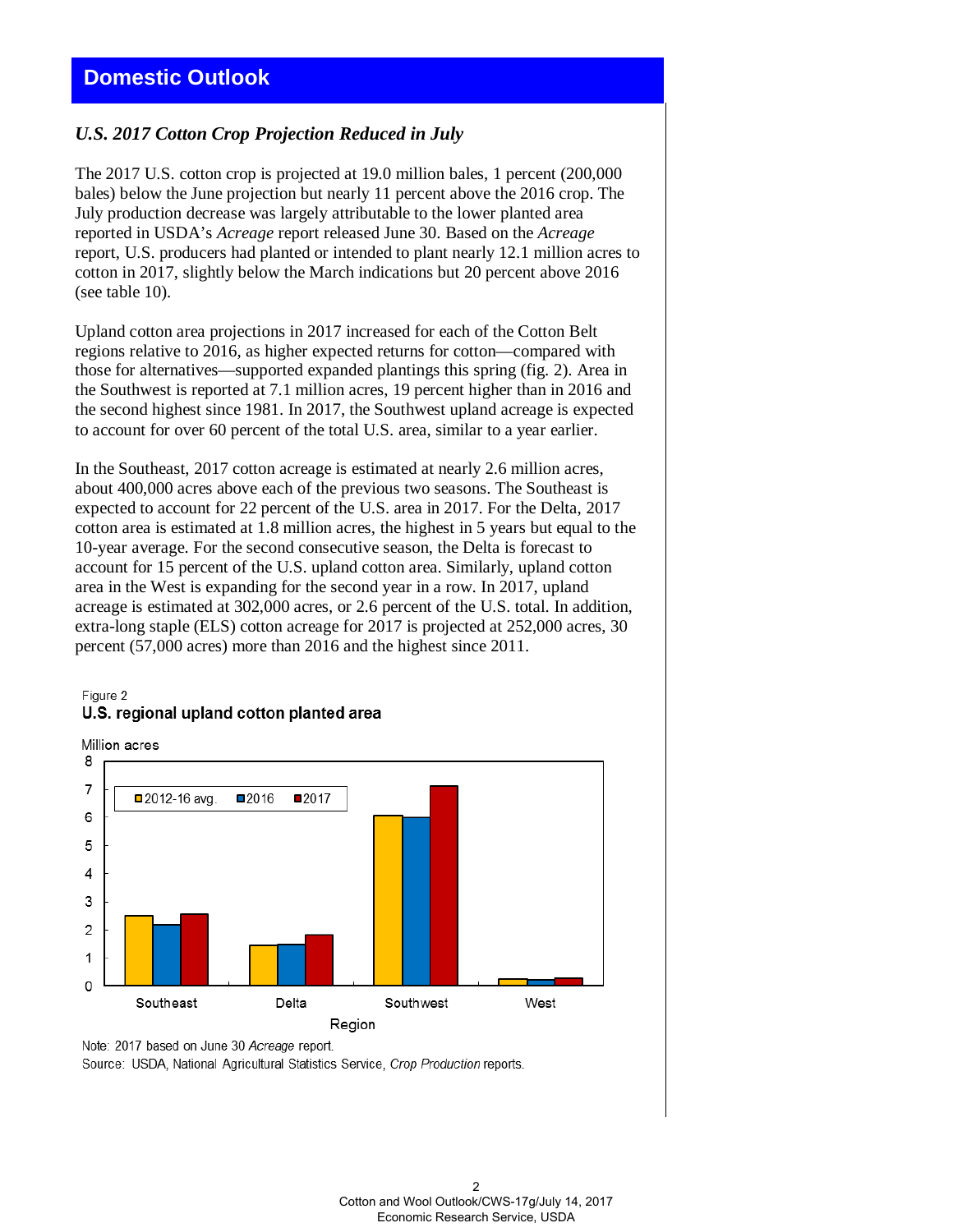# Domestic Outlook

## *U.S. 2017 Cotton Crop Projection Reduced in July*

The 2017 U.S. cotton crop is projected at 19.0 million bales, 1 percent (200,000 bales) below the June projection but nearly 11 percent above the 2016 crop. The July production decrease was largely attributable to the lower planted area reported in USDA's *Acreage* report released June 30. Based on the *Acreage* report, U.S. producers had planted or intended to plant nearly 12.1 million acres to cotton in 2017, slightly below the March indications but 20 percent above 2016 (see table 10).

Upland cotton area projections in 2017 increased for each of the Cotton Belt regions relative to 2016, as higher expected returns for cotton—compared with those for alternatives—supported expanded plantings this spring (fig. 2). Area in the Southwest is reported at 7.1 million acres, 19 percent higher than in 2016 and the second highest since 1981. In 2017, the Southwest upland acreage is expected to account for over 60 percent of the total U.S. area, similar to a year earlier.

In the Southeast, 2017 cotton acreage is estimated at nearly 2.6 million acres, about 400,000 acres above each of the previous two seasons. The Southeast is expected to account for 22 percent of the U.S. area in 2017. For the Delta, 2017 cotton area is estimated at 1.8 million acres, the highest in 5 years but equal to the 10-year average. For the second consecutive season, the Delta is forecast to account for 15 percent of the U.S. upland cotton area. Similarly, upland cotton area in the West is expanding for the second year in a row. In 2017, upland acreage is estimated at 302,000 acres, or 2.6 percent of the U.S. total. In addition, extra-long staple (ELS) cotton acreage for 2017 is projected at 252,000 acres, 30 percent (57,000 acres) more than 2016 and the highest since 2011.

Figure 2
**U.S. regional upland cotton planted area**

Note: 2017 based on June 30 *Acreage* report.
Source: USDA, National Agricultural Statistics Service, *Crop Production* reports.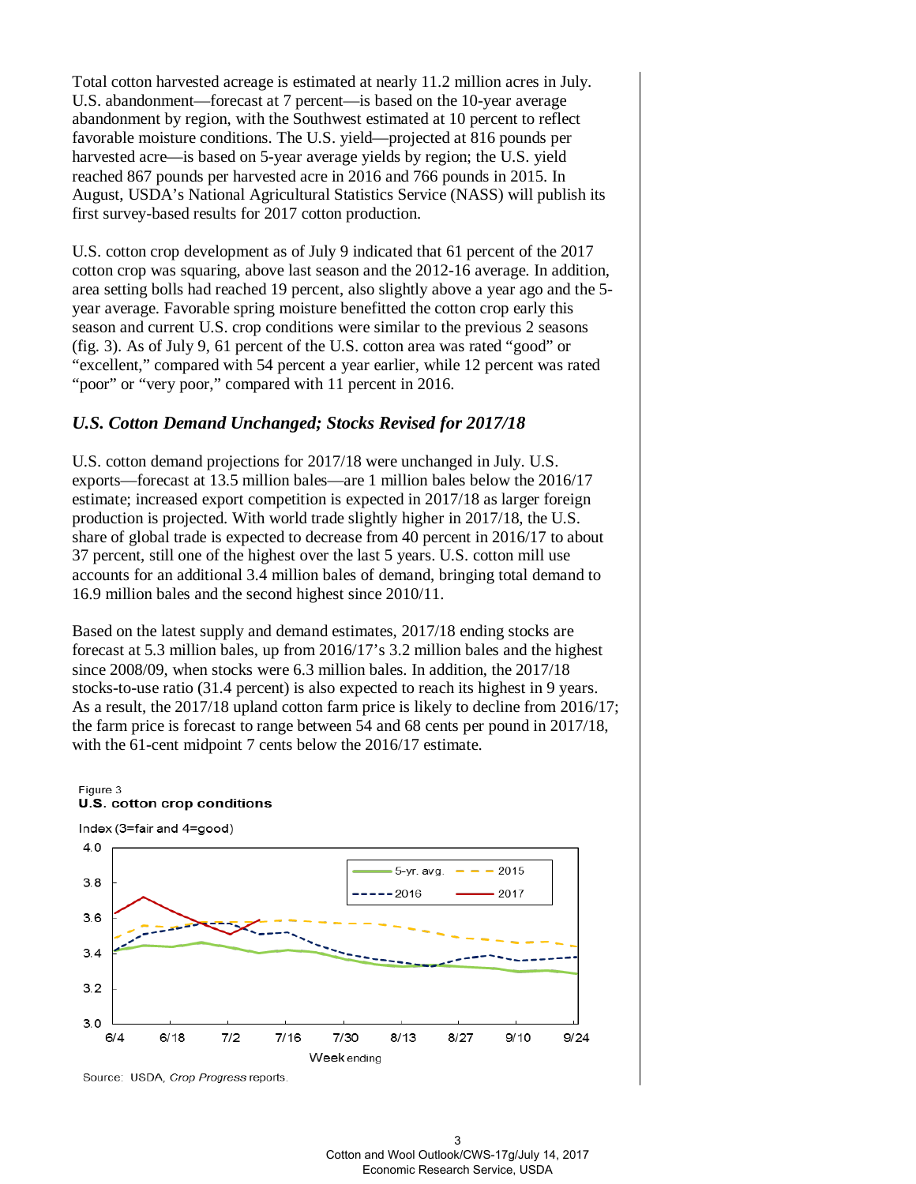Total cotton harvested acreage is estimated at nearly 11.2 million acres in July. U.S. abandonment—forecast at 7 percent—is based on the 10-year average abandonment by region, with the Southwest estimated at 10 percent to reflect favorable moisture conditions. The U.S. yield—projected at 816 pounds per harvested acre—is based on 5-year average yields by region; the U.S. yield reached 867 pounds per harvested acre in 2016 and 766 pounds in 2015. In August, USDA's National Agricultural Statistics Service (NASS) will publish its first survey-based results for 2017 cotton production.

U.S. cotton crop development as of July 9 indicated that 61 percent of the 2017 cotton crop was squaring, above last season and the 2012-16 average. In addition, area setting bolls had reached 19 percent, also slightly above a year ago and the 5-year average. Favorable spring moisture benefitted the cotton crop early this season and current U.S. crop conditions were similar to the previous 2 seasons (fig. 3). As of July 9, 61 percent of the U.S. cotton area was rated "good" or "excellent," compared with 54 percent a year earlier, while 12 percent was rated "poor" or "very poor," compared with 11 percent in 2016.

## *U.S. Cotton Demand Unchanged; Stocks Revised for 2017/18*

U.S. cotton demand projections for 2017/18 were unchanged in July. U.S. exports—forecast at 13.5 million bales—are 1 million bales below the 2016/17 estimate; increased export competition is expected in 2017/18 as larger foreign production is projected. With world trade slightly higher in 2017/18, the U.S. share of global trade is expected to decrease from 40 percent in 2016/17 to about 37 percent, still one of the highest over the last 5 years. U.S. cotton mill use accounts for an additional 3.4 million bales of demand, bringing total demand to 16.9 million bales and the second highest since 2010/11.

Based on the latest supply and demand estimates, 2017/18 ending stocks are forecast at 5.3 million bales, up from 2016/17's 3.2 million bales and the highest since 2008/09, when stocks were 6.3 million bales. In addition, the 2017/18 stocks-to-use ratio (31.4 percent) is also expected to reach its highest in 9 years. As a result, the 2017/18 upland cotton farm price is likely to decline from 2016/17; the farm price is forecast to range between 54 and 68 cents per pound in 2017/18, with the 61-cent midpoint 7 cents below the 2016/17 estimate.

Figure 3
**U.S. cotton crop conditions**

Index (3=fair and 4=good)

Legend: 5-yr. avg., 2015, 2016, 2017

Week ending: 6/4, 6/18, 7/2, 7/16, 7/30, 8/13, 8/27, 9/10, 9/24

Source: USDA, *Crop Progress* reports.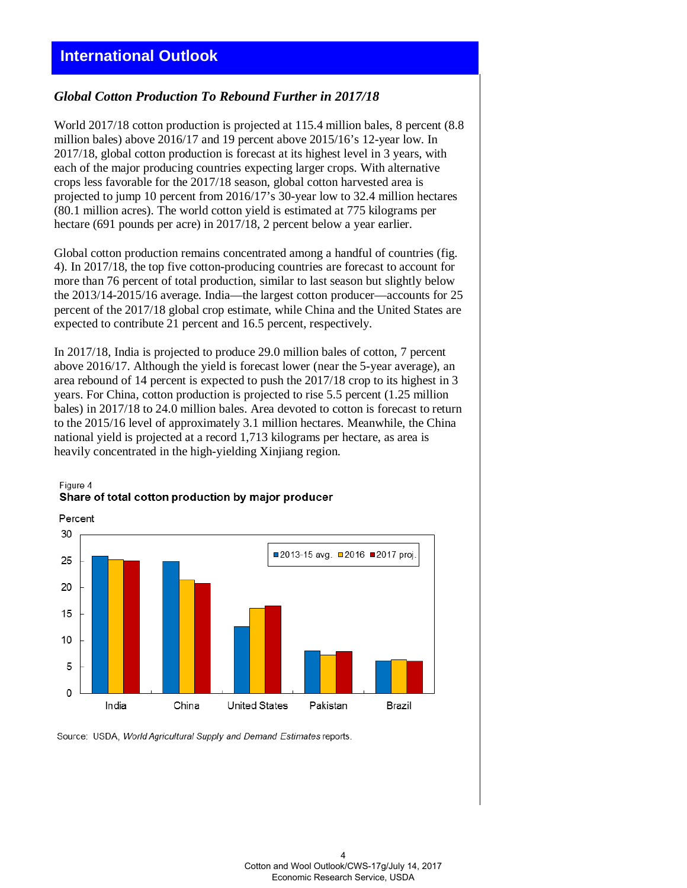## International Outlook

### *Global Cotton Production To Rebound Further in 2017/18*

World 2017/18 cotton production is projected at 115.4 million bales, 8 percent (8.8 million bales) above 2016/17 and 19 percent above 2015/16's 12-year low. In 2017/18, global cotton production is forecast at its highest level in 3 years, with each of the major producing countries expecting larger crops. With alternative crops less favorable for the 2017/18 season, global cotton harvested area is projected to jump 10 percent from 2016/17's 30-year low to 32.4 million hectares (80.1 million acres). The world cotton yield is estimated at 775 kilograms per hectare (691 pounds per acre) in 2017/18, 2 percent below a year earlier.

Global cotton production remains concentrated among a handful of countries (fig. 4). In 2017/18, the top five cotton-producing countries are forecast to account for more than 76 percent of total production, similar to last season but slightly below the 2013/14-2015/16 average. India—the largest cotton producer—accounts for 25 percent of the 2017/18 global crop estimate, while China and the United States are expected to contribute 21 percent and 16.5 percent, respectively.

In 2017/18, India is projected to produce 29.0 million bales of cotton, 7 percent above 2016/17. Although the yield is forecast lower (near the 5-year average), an area rebound of 14 percent is expected to push the 2017/18 crop to its highest in 3 years. For China, cotton production is projected to rise 5.5 percent (1.25 million bales) in 2017/18 to 24.0 million bales. Area devoted to cotton is forecast to return to the 2015/16 level of approximately 3.1 million hectares. Meanwhile, the China national yield is projected at a record 1,713 kilograms per hectare, as area is heavily concentrated in the high-yielding Xinjiang region.

Figure 4
**Share of total cotton production by major producer**

Percent

| | 2013-15 avg. | 2016 | 2017 proj. |
|---|---|---|---|
| India | 26 | 25.3 | 25 |
| China | 25 | 21.5 | 20.8 |
| United States | 12.6 | 16.1 | 16.5 |
| Pakistan | 8 | 7.2 | 7.9 |
| Brazil | 6.1 | 6.3 | 6.1 |

Source: USDA, *World Agricultural Supply and Demand Estimates* reports.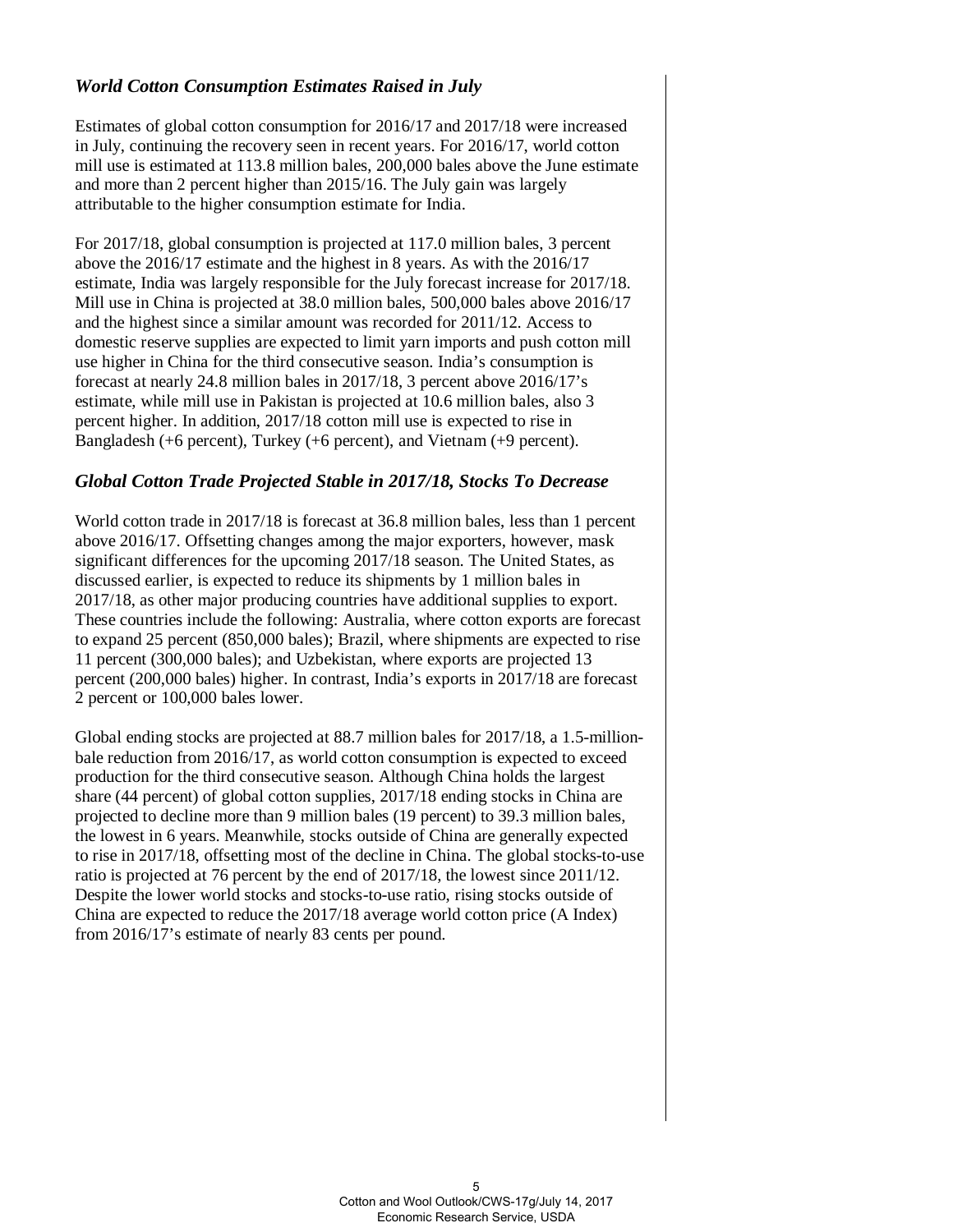## *World Cotton Consumption Estimates Raised in July*

Estimates of global cotton consumption for 2016/17 and 2017/18 were increased in July, continuing the recovery seen in recent years. For 2016/17, world cotton mill use is estimated at 113.8 million bales, 200,000 bales above the June estimate and more than 2 percent higher than 2015/16. The July gain was largely attributable to the higher consumption estimate for India.

For 2017/18, global consumption is projected at 117.0 million bales, 3 percent above the 2016/17 estimate and the highest in 8 years. As with the 2016/17 estimate, India was largely responsible for the July forecast increase for 2017/18. Mill use in China is projected at 38.0 million bales, 500,000 bales above 2016/17 and the highest since a similar amount was recorded for 2011/12. Access to domestic reserve supplies are expected to limit yarn imports and push cotton mill use higher in China for the third consecutive season. India's consumption is forecast at nearly 24.8 million bales in 2017/18, 3 percent above 2016/17's estimate, while mill use in Pakistan is projected at 10.6 million bales, also 3 percent higher. In addition, 2017/18 cotton mill use is expected to rise in Bangladesh (+6 percent), Turkey (+6 percent), and Vietnam (+9 percent).

## *Global Cotton Trade Projected Stable in 2017/18, Stocks To Decrease*

World cotton trade in 2017/18 is forecast at 36.8 million bales, less than 1 percent above 2016/17. Offsetting changes among the major exporters, however, mask significant differences for the upcoming 2017/18 season. The United States, as discussed earlier, is expected to reduce its shipments by 1 million bales in 2017/18, as other major producing countries have additional supplies to export. These countries include the following: Australia, where cotton exports are forecast to expand 25 percent (850,000 bales); Brazil, where shipments are expected to rise 11 percent (300,000 bales); and Uzbekistan, where exports are projected 13 percent (200,000 bales) higher. In contrast, India's exports in 2017/18 are forecast 2 percent or 100,000 bales lower.

Global ending stocks are projected at 88.7 million bales for 2017/18, a 1.5-million-bale reduction from 2016/17, as world cotton consumption is expected to exceed production for the third consecutive season. Although China holds the largest share (44 percent) of global cotton supplies, 2017/18 ending stocks in China are projected to decline more than 9 million bales (19 percent) to 39.3 million bales, the lowest in 6 years. Meanwhile, stocks outside of China are generally expected to rise in 2017/18, offsetting most of the decline in China. The global stocks-to-use ratio is projected at 76 percent by the end of 2017/18, the lowest since 2011/12. Despite the lower world stocks and stocks-to-use ratio, rising stocks outside of China are expected to reduce the 2017/18 average world cotton price (A Index) from 2016/17's estimate of nearly 83 cents per pound.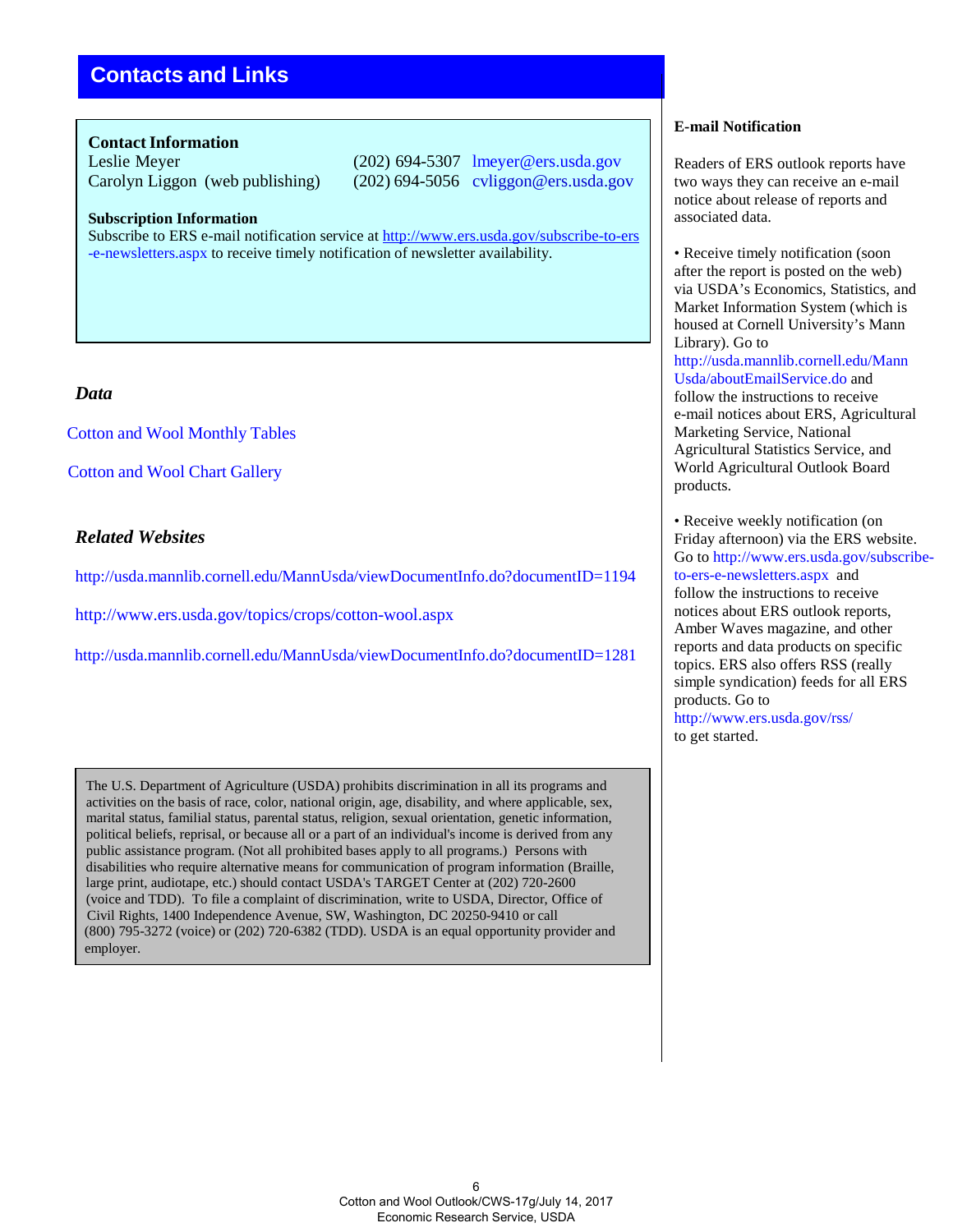## Contacts and Links

**Contact Information**

Leslie Meyer (202) 694-5307 lmeyer@ers.usda.gov
Carolyn Liggon (web publishing) (202) 694-5056 cvliggon@ers.usda.gov

**Subscription Information**

Subscribe to ERS e-mail notification service at http://www.ers.usda.gov/subscribe-to-ers-e-newsletters.aspx to receive timely notification of newsletter availability.

### *Data*

Cotton and Wool Monthly Tables

Cotton and Wool Chart Gallery

### *Related Websites*

http://usda.mannlib.cornell.edu/MannUsda/viewDocumentInfo.do?documentID=1194

http://www.ers.usda.gov/topics/crops/cotton-wool.aspx

http://usda.mannlib.cornell.edu/MannUsda/viewDocumentInfo.do?documentID=1281

The U.S. Department of Agriculture (USDA) prohibits discrimination in all its programs and activities on the basis of race, color, national origin, age, disability, and where applicable, sex, marital status, familial status, parental status, religion, sexual orientation, genetic information, political beliefs, reprisal, or because all or a part of an individual's income is derived from any public assistance program. (Not all prohibited bases apply to all programs.) Persons with disabilities who require alternative means for communication of program information (Braille, large print, audiotape, etc.) should contact USDA's TARGET Center at (202) 720-2600 (voice and TDD). To file a complaint of discrimination, write to USDA, Director, Office of Civil Rights, 1400 Independence Avenue, SW, Washington, DC 20250-9410 or call (800) 795-3272 (voice) or (202) 720-6382 (TDD). USDA is an equal opportunity provider and employer.

**E-mail Notification**

Readers of ERS outlook reports have two ways they can receive an e-mail notice about release of reports and associated data.

- Receive timely notification (soon after the report is posted on the web) via USDA's Economics, Statistics, and Market Information System (which is housed at Cornell University's Mann Library). Go to http://usda.mannlib.cornell.edu/MannUsda/aboutEmailService.do and follow the instructions to receive e-mail notices about ERS, Agricultural Marketing Service, National Agricultural Statistics Service, and World Agricultural Outlook Board products.

- Receive weekly notification (on Friday afternoon) via the ERS website. Go to http://www.ers.usda.gov/subscribe-to-ers-e-newsletters.aspx and follow the instructions to receive notices about ERS outlook reports, Amber Waves magazine, and other reports and data products on specific topics. ERS also offers RSS (really simple syndication) feeds for all ERS products. Go to http://www.ers.usda.gov/rss/ to get started.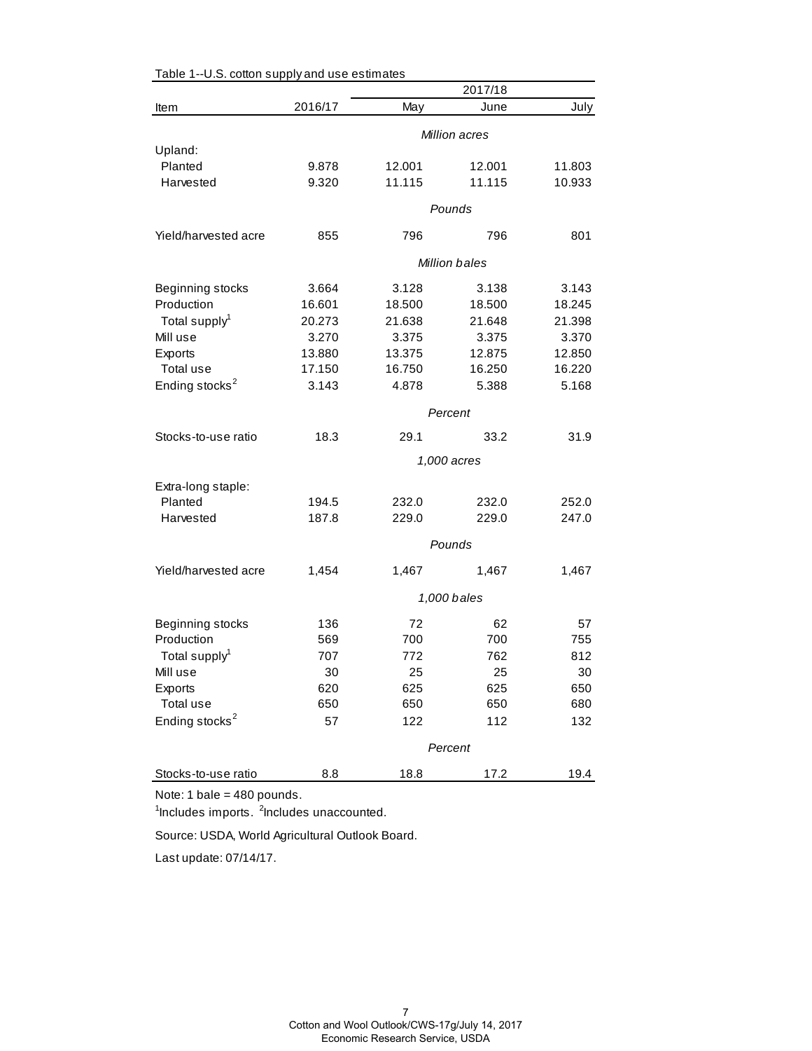Table 1--U.S. cotton supply and use estimates

| Item | 2016/17 | 2017/18 May | 2017/18 June | 2017/18 July |
|---|---|---|---|---|
| | | *Million acres* | | |
| Upland: | | | | |
| Planted | 9.878 | 12.001 | 12.001 | 11.803 |
| Harvested | 9.320 | 11.115 | 11.115 | 10.933 |
| | | *Pounds* | | |
| Yield/harvested acre | 855 | 796 | 796 | 801 |
| | | *Million bales* | | |
| Beginning stocks | 3.664 | 3.128 | 3.138 | 3.143 |
| Production | 16.601 | 18.500 | 18.500 | 18.245 |
| Total supply[1] | 20.273 | 21.638 | 21.648 | 21.398 |
| Mill use | 3.270 | 3.375 | 3.375 | 3.370 |
| Exports | 13.880 | 13.375 | 12.875 | 12.850 |
| Total use | 17.150 | 16.750 | 16.250 | 16.220 |
| Ending stocks[2] | 3.143 | 4.878 | 5.388 | 5.168 |
| | | *Percent* | | |
| Stocks-to-use ratio | 18.3 | 29.1 | 33.2 | 31.9 |
| | | *1,000 acres* | | |
| Extra-long staple: | | | | |
| Planted | 194.5 | 232.0 | 232.0 | 252.0 |
| Harvested | 187.8 | 229.0 | 229.0 | 247.0 |
| | | *Pounds* | | |
| Yield/harvested acre | 1,454 | 1,467 | 1,467 | 1,467 |
| | | *1,000 bales* | | |
| Beginning stocks | 136 | 72 | 62 | 57 |
| Production | 569 | 700 | 700 | 755 |
| Total supply[1] | 707 | 772 | 762 | 812 |
| Mill use | 30 | 25 | 25 | 30 |
| Exports | 620 | 625 | 625 | 650 |
| Total use | 650 | 650 | 650 | 680 |
| Ending stocks[2] | 57 | 122 | 112 | 132 |
| | | *Percent* | | |
| Stocks-to-use ratio | 8.8 | 18.8 | 17.2 | 19.4 |

Note: 1 bale = 480 pounds.

[1]Includes imports. [2]Includes unaccounted.

Source: USDA, World Agricultural Outlook Board.

Last update: 07/14/17.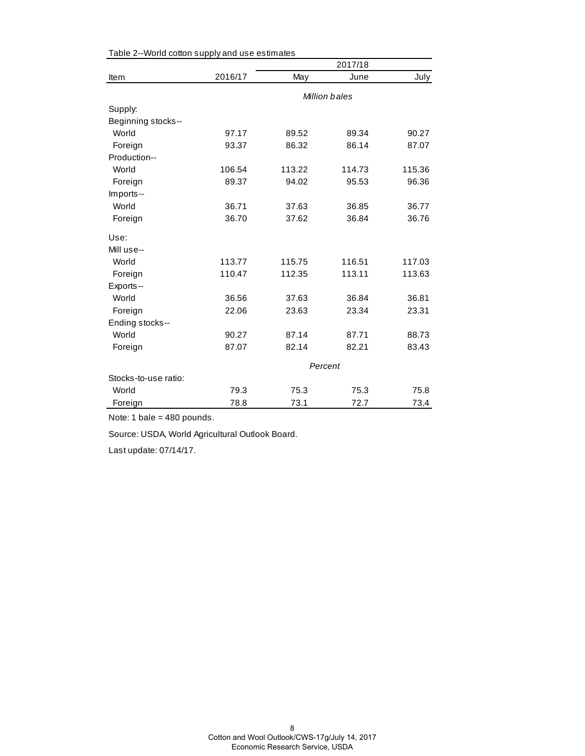Table 2--World cotton supply and use estimates

| Item | 2016/17 | 2017/18 May | 2017/18 June | 2017/18 July |
|---|---|---|---|---|
| | *Million bales* | | | |
| Supply: | | | | |
| Beginning stocks-- | | | | |
| World | 97.17 | 89.52 | 89.34 | 90.27 |
| Foreign | 93.37 | 86.32 | 86.14 | 87.07 |
| Production-- | | | | |
| World | 106.54 | 113.22 | 114.73 | 115.36 |
| Foreign | 89.37 | 94.02 | 95.53 | 96.36 |
| Imports-- | | | | |
| World | 36.71 | 37.63 | 36.85 | 36.77 |
| Foreign | 36.70 | 37.62 | 36.84 | 36.76 |
| Use: | | | | |
| Mill use-- | | | | |
| World | 113.77 | 115.75 | 116.51 | 117.03 |
| Foreign | 110.47 | 112.35 | 113.11 | 113.63 |
| Exports-- | | | | |
| World | 36.56 | 37.63 | 36.84 | 36.81 |
| Foreign | 22.06 | 23.63 | 23.34 | 23.31 |
| Ending stocks-- | | | | |
| World | 90.27 | 87.14 | 87.71 | 88.73 |
| Foreign | 87.07 | 82.14 | 82.21 | 83.43 |
| | *Percent* | | | |
| Stocks-to-use ratio: | | | | |
| World | 79.3 | 75.3 | 75.3 | 75.8 |
| Foreign | 78.8 | 73.1 | 72.7 | 73.4 |

Note: 1 bale = 480 pounds.

Source: USDA, World Agricultural Outlook Board.

Last update: 07/14/17.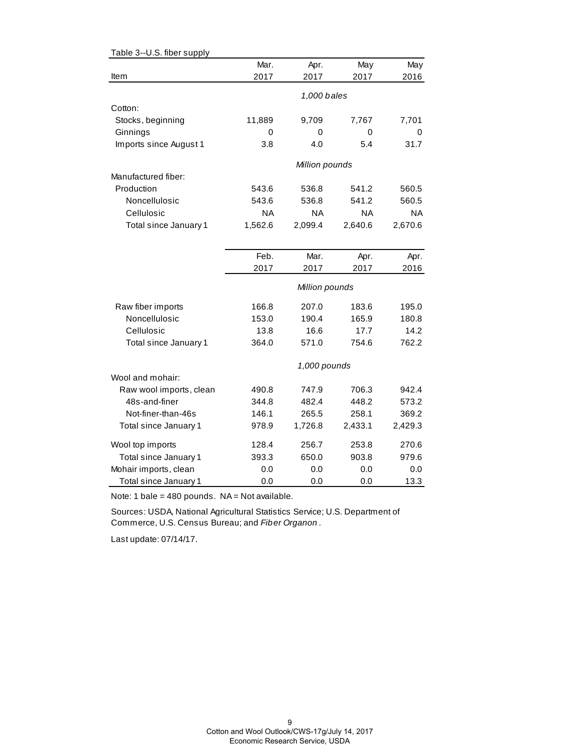Table 3--U.S. fiber supply

| Item | Mar. 2017 | Apr. 2017 | May 2017 | May 2016 |
|---|---|---|---|---|
| | *1,000 bales* | | | |
| Cotton: | | | | |
| Stocks, beginning | 11,889 | 9,709 | 7,767 | 7,701 |
| Ginnings | 0 | 0 | 0 | 0 |
| Imports since August 1 | 3.8 | 4.0 | 5.4 | 31.7 |
| | *Million pounds* | | | |
| Manufactured fiber: | | | | |
| Production | 543.6 | 536.8 | 541.2 | 560.5 |
| Noncellulosic | 543.6 | 536.8 | 541.2 | 560.5 |
| Cellulosic | NA | NA | NA | NA |
| Total since January 1 | 1,562.6 | 2,099.4 | 2,640.6 | 2,670.6 |

| Item | Feb. 2017 | Mar. 2017 | Apr. 2017 | Apr. 2016 |
|---|---|---|---|---|
| | *Million pounds* | | | |
| Raw fiber imports | 166.8 | 207.0 | 183.6 | 195.0 |
| Noncellulosic | 153.0 | 190.4 | 165.9 | 180.8 |
| Cellulosic | 13.8 | 16.6 | 17.7 | 14.2 |
| Total since January 1 | 364.0 | 571.0 | 754.6 | 762.2 |
| | *1,000 pounds* | | | |
| Wool and mohair: | | | | |
| Raw wool imports, clean | 490.8 | 747.9 | 706.3 | 942.4 |
| 48s-and-finer | 344.8 | 482.4 | 448.2 | 573.2 |
| Not-finer-than-46s | 146.1 | 265.5 | 258.1 | 369.2 |
| Total since January 1 | 978.9 | 1,726.8 | 2,433.1 | 2,429.3 |
| Wool top imports | 128.4 | 256.7 | 253.8 | 270.6 |
| Total since January 1 | 393.3 | 650.0 | 903.8 | 979.6 |
| Mohair imports, clean | 0.0 | 0.0 | 0.0 | 0.0 |
| Total since January 1 | 0.0 | 0.0 | 0.0 | 13.3 |

Note: 1 bale = 480 pounds. NA = Not available.

Sources: USDA, National Agricultural Statistics Service; U.S. Department of Commerce, U.S. Census Bureau; and *Fiber Organon*.

Last update: 07/14/17.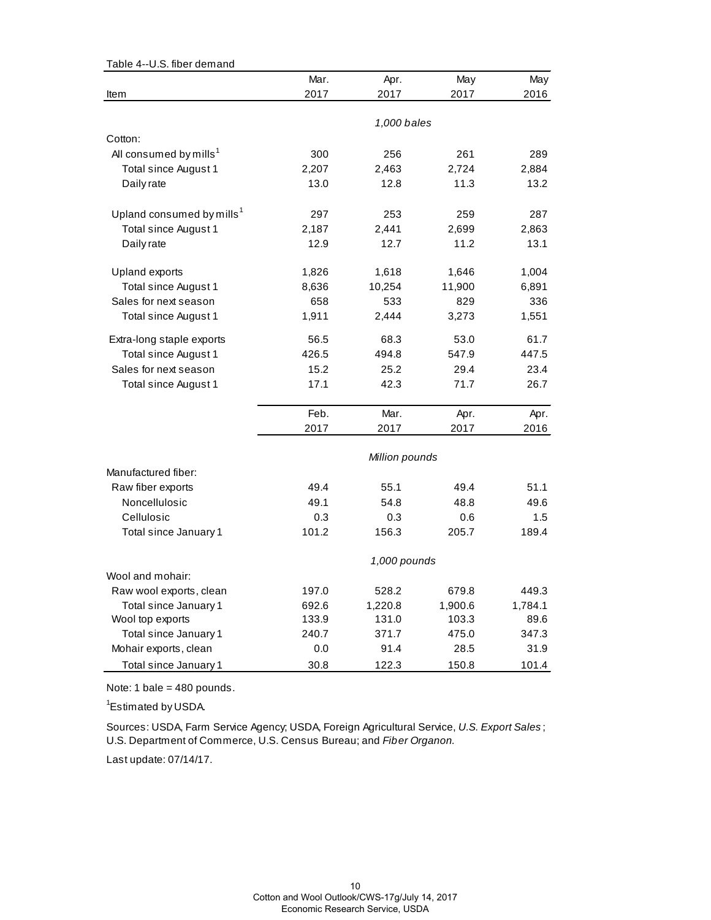Table 4--U.S. fiber demand

| Item | Mar. 2017 | Apr. 2017 | May 2017 | May 2016 |
|---|---|---|---|---|
| | *1,000 bales* | | | |
| Cotton: | | | | |
| All consumed by mills[1] | 300 | 256 | 261 | 289 |
| Total since August 1 | 2,207 | 2,463 | 2,724 | 2,884 |
| Daily rate | 13.0 | 12.8 | 11.3 | 13.2 |
| Upland consumed by mills[1] | 297 | 253 | 259 | 287 |
| Total since August 1 | 2,187 | 2,441 | 2,699 | 2,863 |
| Daily rate | 12.9 | 12.7 | 11.2 | 13.1 |
| Upland exports | 1,826 | 1,618 | 1,646 | 1,004 |
| Total since August 1 | 8,636 | 10,254 | 11,900 | 6,891 |
| Sales for next season | 658 | 533 | 829 | 336 |
| Total since August 1 | 1,911 | 2,444 | 3,273 | 1,551 |
| Extra-long staple exports | 56.5 | 68.3 | 53.0 | 61.7 |
| Total since August 1 | 426.5 | 494.8 | 547.9 | 447.5 |
| Sales for next season | 15.2 | 25.2 | 29.4 | 23.4 |
| Total since August 1 | 17.1 | 42.3 | 71.7 | 26.7 |
| | **Feb. 2017** | **Mar. 2017** | **Apr. 2017** | **Apr. 2016** |
| | *Million pounds* | | | |
| Manufactured fiber: | | | | |
| Raw fiber exports | 49.4 | 55.1 | 49.4 | 51.1 |
| Noncellulosic | 49.1 | 54.8 | 48.8 | 49.6 |
| Cellulosic | 0.3 | 0.3 | 0.6 | 1.5 |
| Total since January 1 | 101.2 | 156.3 | 205.7 | 189.4 |
| | *1,000 pounds* | | | |
| Wool and mohair: | | | | |
| Raw wool exports, clean | 197.0 | 528.2 | 679.8 | 449.3 |
| Total since January 1 | 692.6 | 1,220.8 | 1,900.6 | 1,784.1 |
| Wool top exports | 133.9 | 131.0 | 103.3 | 89.6 |
| Total since January 1 | 240.7 | 371.7 | 475.0 | 347.3 |
| Mohair exports, clean | 0.0 | 91.4 | 28.5 | 31.9 |
| Total since January 1 | 30.8 | 122.3 | 150.8 | 101.4 |

Note: 1 bale = 480 pounds.

[1]Estimated by USDA.

Sources: USDA, Farm Service Agency; USDA, Foreign Agricultural Service, *U.S. Export Sales*; U.S. Department of Commerce, U.S. Census Bureau; and *Fiber Organon.*

Last update: 07/14/17.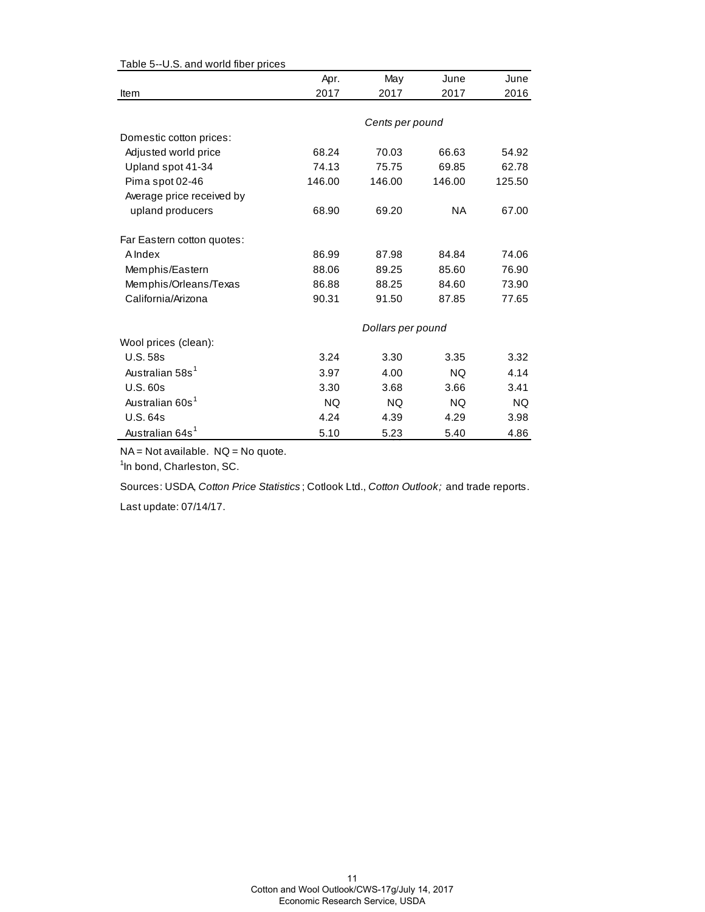Table 5--U.S. and world fiber prices

| Item | Apr. 2017 | May 2017 | June 2017 | June 2016 |
|---|---|---|---|---|
| | *Cents per pound* | | | |
| Domestic cotton prices: | | | | |
| Adjusted world price | 68.24 | 70.03 | 66.63 | 54.92 |
| Upland spot 41-34 | 74.13 | 75.75 | 69.85 | 62.78 |
| Pima spot 02-46 | 146.00 | 146.00 | 146.00 | 125.50 |
| Average price received by upland producers | 68.90 | 69.20 | NA | 67.00 |
| Far Eastern cotton quotes: | | | | |
| A Index | 86.99 | 87.98 | 84.84 | 74.06 |
| Memphis/Eastern | 88.06 | 89.25 | 85.60 | 76.90 |
| Memphis/Orleans/Texas | 86.88 | 88.25 | 84.60 | 73.90 |
| California/Arizona | 90.31 | 91.50 | 87.85 | 77.65 |
| | *Dollars per pound* | | | |
| Wool prices (clean): | | | | |
| U.S. 58s | 3.24 | 3.30 | 3.35 | 3.32 |
| Australian 58s[1] | 3.97 | 4.00 | NQ | 4.14 |
| U.S. 60s | 3.30 | 3.68 | 3.66 | 3.41 |
| Australian 60s[1] | NQ | NQ | NQ | NQ |
| U.S. 64s | 4.24 | 4.39 | 4.29 | 3.98 |
| Australian 64s[1] | 5.10 | 5.23 | 5.40 | 4.86 |

NA = Not available. NQ = No quote.

[1]In bond, Charleston, SC.

Sources: USDA, *Cotton Price Statistics* ; Cotlook Ltd., *Cotton Outlook;* and trade reports.

Last update: 07/14/17.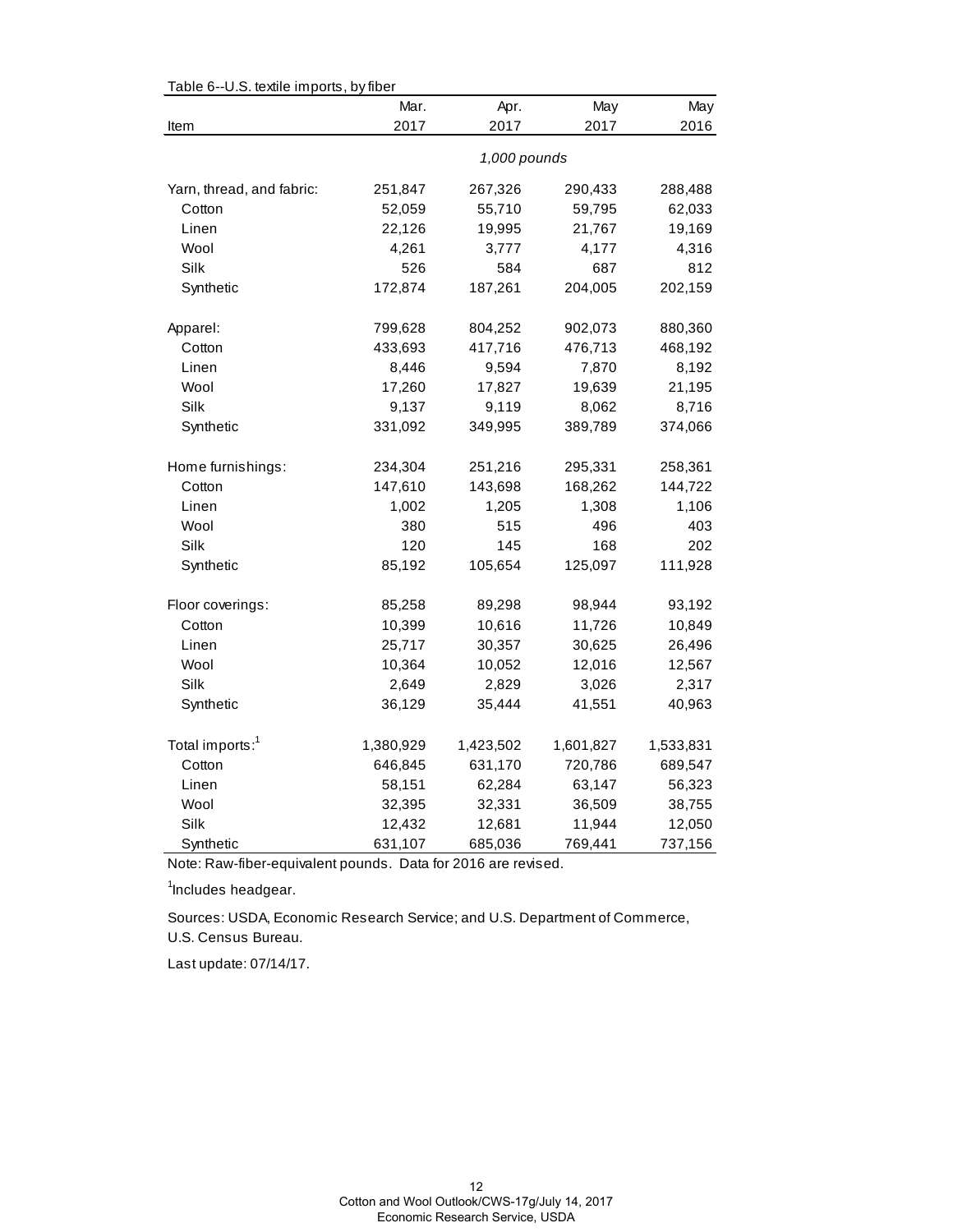Table 6--U.S. textile imports, by fiber

| Item | Mar. 2017 | Apr. 2017 | May 2017 | May 2016 |
|---|---|---|---|---|
| | | *1,000 pounds* | | |
| Yarn, thread, and fabric: | 251,847 | 267,326 | 290,433 | 288,488 |
| Cotton | 52,059 | 55,710 | 59,795 | 62,033 |
| Linen | 22,126 | 19,995 | 21,767 | 19,169 |
| Wool | 4,261 | 3,777 | 4,177 | 4,316 |
| Silk | 526 | 584 | 687 | 812 |
| Synthetic | 172,874 | 187,261 | 204,005 | 202,159 |
| Apparel: | 799,628 | 804,252 | 902,073 | 880,360 |
| Cotton | 433,693 | 417,716 | 476,713 | 468,192 |
| Linen | 8,446 | 9,594 | 7,870 | 8,192 |
| Wool | 17,260 | 17,827 | 19,639 | 21,195 |
| Silk | 9,137 | 9,119 | 8,062 | 8,716 |
| Synthetic | 331,092 | 349,995 | 389,789 | 374,066 |
| Home furnishings: | 234,304 | 251,216 | 295,331 | 258,361 |
| Cotton | 147,610 | 143,698 | 168,262 | 144,722 |
| Linen | 1,002 | 1,205 | 1,308 | 1,106 |
| Wool | 380 | 515 | 496 | 403 |
| Silk | 120 | 145 | 168 | 202 |
| Synthetic | 85,192 | 105,654 | 125,097 | 111,928 |
| Floor coverings: | 85,258 | 89,298 | 98,944 | 93,192 |
| Cotton | 10,399 | 10,616 | 11,726 | 10,849 |
| Linen | 25,717 | 30,357 | 30,625 | 26,496 |
| Wool | 10,364 | 10,052 | 12,016 | 12,567 |
| Silk | 2,649 | 2,829 | 3,026 | 2,317 |
| Synthetic | 36,129 | 35,444 | 41,551 | 40,963 |
| Total imports:[1] | 1,380,929 | 1,423,502 | 1,601,827 | 1,533,831 |
| Cotton | 646,845 | 631,170 | 720,786 | 689,547 |
| Linen | 58,151 | 62,284 | 63,147 | 56,323 |
| Wool | 32,395 | 32,331 | 36,509 | 38,755 |
| Silk | 12,432 | 12,681 | 11,944 | 12,050 |
| Synthetic | 631,107 | 685,036 | 769,441 | 737,156 |

Note: Raw-fiber-equivalent pounds. Data for 2016 are revised.

[1]Includes headgear.

Sources: USDA, Economic Research Service; and U.S. Department of Commerce, U.S. Census Bureau.

Last update: 07/14/17.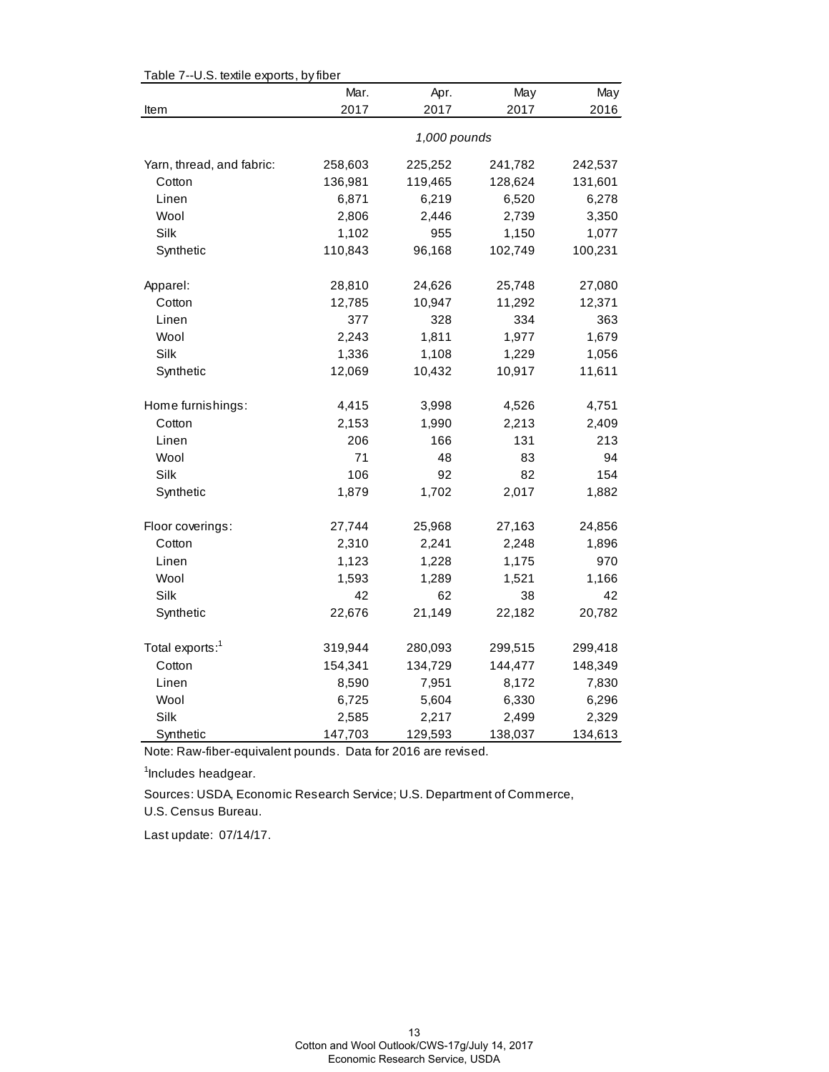Table 7--U.S. textile exports, by fiber

| Item | Mar. 2017 | Apr. 2017 | May 2017 | May 2016 |
|---|---|---|---|---|
| | *1,000 pounds* | | | |
| Yarn, thread, and fabric: | 258,603 | 225,252 | 241,782 | 242,537 |
| Cotton | 136,981 | 119,465 | 128,624 | 131,601 |
| Linen | 6,871 | 6,219 | 6,520 | 6,278 |
| Wool | 2,806 | 2,446 | 2,739 | 3,350 |
| Silk | 1,102 | 955 | 1,150 | 1,077 |
| Synthetic | 110,843 | 96,168 | 102,749 | 100,231 |
| Apparel: | 28,810 | 24,626 | 25,748 | 27,080 |
| Cotton | 12,785 | 10,947 | 11,292 | 12,371 |
| Linen | 377 | 328 | 334 | 363 |
| Wool | 2,243 | 1,811 | 1,977 | 1,679 |
| Silk | 1,336 | 1,108 | 1,229 | 1,056 |
| Synthetic | 12,069 | 10,432 | 10,917 | 11,611 |
| Home furnishings: | 4,415 | 3,998 | 4,526 | 4,751 |
| Cotton | 2,153 | 1,990 | 2,213 | 2,409 |
| Linen | 206 | 166 | 131 | 213 |
| Wool | 71 | 48 | 83 | 94 |
| Silk | 106 | 92 | 82 | 154 |
| Synthetic | 1,879 | 1,702 | 2,017 | 1,882 |
| Floor coverings: | 27,744 | 25,968 | 27,163 | 24,856 |
| Cotton | 2,310 | 2,241 | 2,248 | 1,896 |
| Linen | 1,123 | 1,228 | 1,175 | 970 |
| Wool | 1,593 | 1,289 | 1,521 | 1,166 |
| Silk | 42 | 62 | 38 | 42 |
| Synthetic | 22,676 | 21,149 | 22,182 | 20,782 |
| Total exports:[1] | 319,944 | 280,093 | 299,515 | 299,418 |
| Cotton | 154,341 | 134,729 | 144,477 | 148,349 |
| Linen | 8,590 | 7,951 | 8,172 | 7,830 |
| Wool | 6,725 | 5,604 | 6,330 | 6,296 |
| Silk | 2,585 | 2,217 | 2,499 | 2,329 |
| Synthetic | 147,703 | 129,593 | 138,037 | 134,613 |

Note: Raw-fiber-equivalent pounds. Data for 2016 are revised.

[1]Includes headgear.

Sources: USDA, Economic Research Service; U.S. Department of Commerce, U.S. Census Bureau.

Last update: 07/14/17.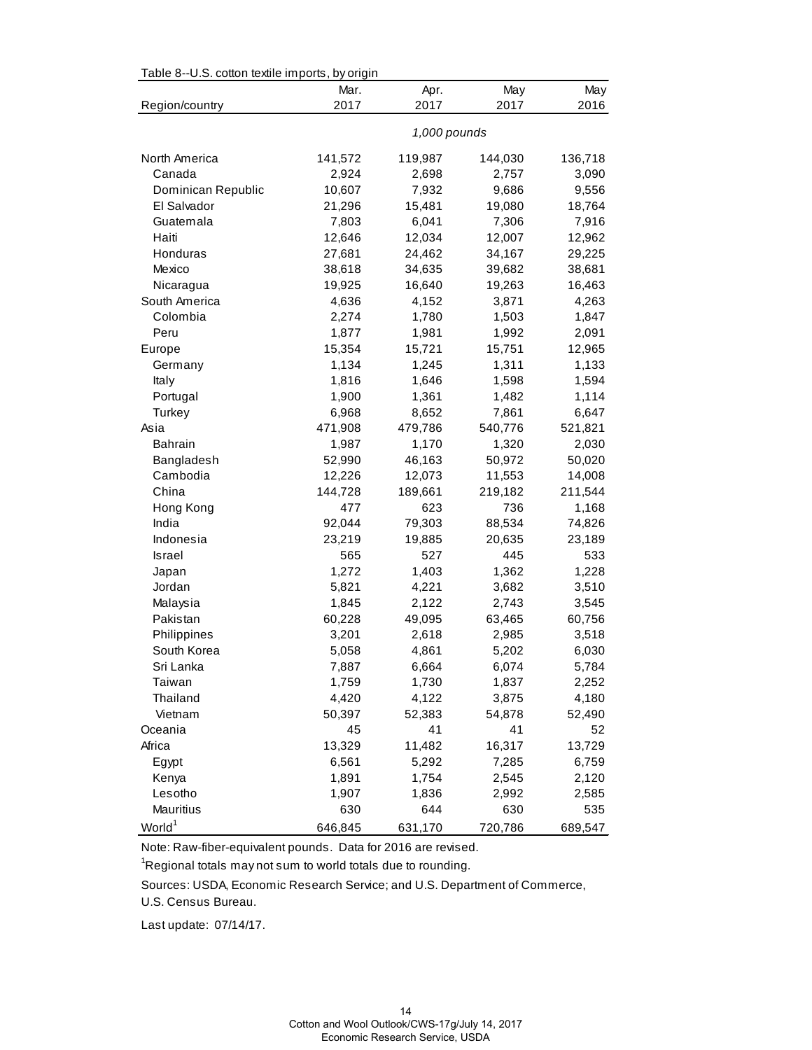Table 8--U.S. cotton textile imports, by origin

| Region/country | Mar. 2017 | Apr. 2017 | May 2017 | May 2016 |
|---|---|---|---|---|
| | *1,000 pounds* | | | |
| North America | 141,572 | 119,987 | 144,030 | 136,718 |
| Canada | 2,924 | 2,698 | 2,757 | 3,090 |
| Dominican Republic | 10,607 | 7,932 | 9,686 | 9,556 |
| El Salvador | 21,296 | 15,481 | 19,080 | 18,764 |
| Guatemala | 7,803 | 6,041 | 7,306 | 7,916 |
| Haiti | 12,646 | 12,034 | 12,007 | 12,962 |
| Honduras | 27,681 | 24,462 | 34,167 | 29,225 |
| Mexico | 38,618 | 34,635 | 39,682 | 38,681 |
| Nicaragua | 19,925 | 16,640 | 19,263 | 16,463 |
| South America | 4,636 | 4,152 | 3,871 | 4,263 |
| Colombia | 2,274 | 1,780 | 1,503 | 1,847 |
| Peru | 1,877 | 1,981 | 1,992 | 2,091 |
| Europe | 15,354 | 15,721 | 15,751 | 12,965 |
| Germany | 1,134 | 1,245 | 1,311 | 1,133 |
| Italy | 1,816 | 1,646 | 1,598 | 1,594 |
| Portugal | 1,900 | 1,361 | 1,482 | 1,114 |
| Turkey | 6,968 | 8,652 | 7,861 | 6,647 |
| Asia | 471,908 | 479,786 | 540,776 | 521,821 |
| Bahrain | 1,987 | 1,170 | 1,320 | 2,030 |
| Bangladesh | 52,990 | 46,163 | 50,972 | 50,020 |
| Cambodia | 12,226 | 12,073 | 11,553 | 14,008 |
| China | 144,728 | 189,661 | 219,182 | 211,544 |
| Hong Kong | 477 | 623 | 736 | 1,168 |
| India | 92,044 | 79,303 | 88,534 | 74,826 |
| Indonesia | 23,219 | 19,885 | 20,635 | 23,189 |
| Israel | 565 | 527 | 445 | 533 |
| Japan | 1,272 | 1,403 | 1,362 | 1,228 |
| Jordan | 5,821 | 4,221 | 3,682 | 3,510 |
| Malaysia | 1,845 | 2,122 | 2,743 | 3,545 |
| Pakistan | 60,228 | 49,095 | 63,465 | 60,756 |
| Philippines | 3,201 | 2,618 | 2,985 | 3,518 |
| South Korea | 5,058 | 4,861 | 5,202 | 6,030 |
| Sri Lanka | 7,887 | 6,664 | 6,074 | 5,784 |
| Taiwan | 1,759 | 1,730 | 1,837 | 2,252 |
| Thailand | 4,420 | 4,122 | 3,875 | 4,180 |
| Vietnam | 50,397 | 52,383 | 54,878 | 52,490 |
| Oceania | 45 | 41 | 41 | 52 |
| Africa | 13,329 | 11,482 | 16,317 | 13,729 |
| Egypt | 6,561 | 5,292 | 7,285 | 6,759 |
| Kenya | 1,891 | 1,754 | 2,545 | 2,120 |
| Lesotho | 1,907 | 1,836 | 2,992 | 2,585 |
| Mauritius | 630 | 644 | 630 | 535 |
| World[1] | 646,845 | 631,170 | 720,786 | 689,547 |

Note: Raw-fiber-equivalent pounds. Data for 2016 are revised.

[1]Regional totals may not sum to world totals due to rounding.

Sources: USDA, Economic Research Service; and U.S. Department of Commerce, U.S. Census Bureau.

Last update: 07/14/17.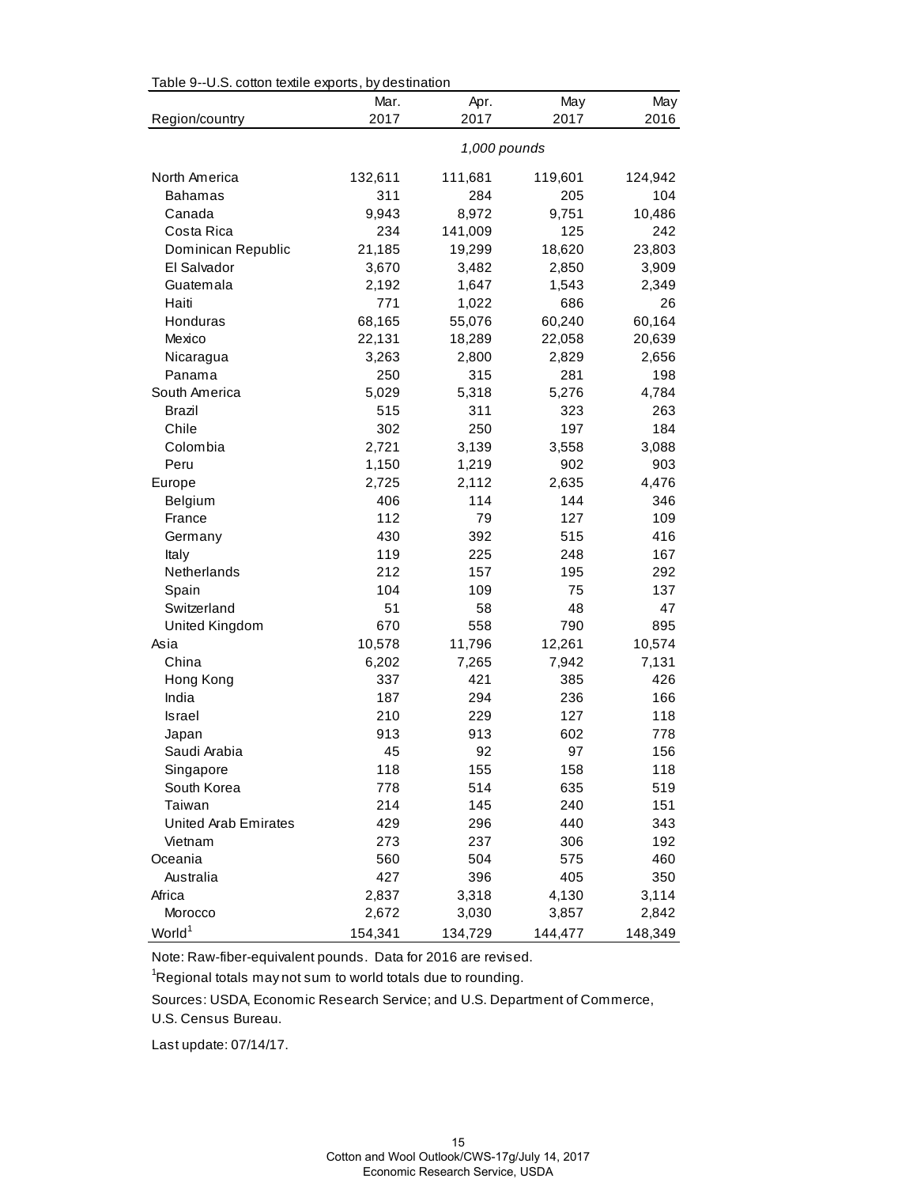Table 9--U.S. cotton textile exports, by destination

| Region/country | Mar. 2017 | Apr. 2017 | May 2017 | May 2016 |
|---|---|---|---|---|
| | *1,000 pounds* | | | |
| North America | 132,611 | 111,681 | 119,601 | 124,942 |
| Bahamas | 311 | 284 | 205 | 104 |
| Canada | 9,943 | 8,972 | 9,751 | 10,486 |
| Costa Rica | 234 | 141,009 | 125 | 242 |
| Dominican Republic | 21,185 | 19,299 | 18,620 | 23,803 |
| El Salvador | 3,670 | 3,482 | 2,850 | 3,909 |
| Guatemala | 2,192 | 1,647 | 1,543 | 2,349 |
| Haiti | 771 | 1,022 | 686 | 26 |
| Honduras | 68,165 | 55,076 | 60,240 | 60,164 |
| Mexico | 22,131 | 18,289 | 22,058 | 20,639 |
| Nicaragua | 3,263 | 2,800 | 2,829 | 2,656 |
| Panama | 250 | 315 | 281 | 198 |
| South America | 5,029 | 5,318 | 5,276 | 4,784 |
| Brazil | 515 | 311 | 323 | 263 |
| Chile | 302 | 250 | 197 | 184 |
| Colombia | 2,721 | 3,139 | 3,558 | 3,088 |
| Peru | 1,150 | 1,219 | 902 | 903 |
| Europe | 2,725 | 2,112 | 2,635 | 4,476 |
| Belgium | 406 | 114 | 144 | 346 |
| France | 112 | 79 | 127 | 109 |
| Germany | 430 | 392 | 515 | 416 |
| Italy | 119 | 225 | 248 | 167 |
| Netherlands | 212 | 157 | 195 | 292 |
| Spain | 104 | 109 | 75 | 137 |
| Switzerland | 51 | 58 | 48 | 47 |
| United Kingdom | 670 | 558 | 790 | 895 |
| Asia | 10,578 | 11,796 | 12,261 | 10,574 |
| China | 6,202 | 7,265 | 7,942 | 7,131 |
| Hong Kong | 337 | 421 | 385 | 426 |
| India | 187 | 294 | 236 | 166 |
| Israel | 210 | 229 | 127 | 118 |
| Japan | 913 | 913 | 602 | 778 |
| Saudi Arabia | 45 | 92 | 97 | 156 |
| Singapore | 118 | 155 | 158 | 118 |
| South Korea | 778 | 514 | 635 | 519 |
| Taiwan | 214 | 145 | 240 | 151 |
| United Arab Emirates | 429 | 296 | 440 | 343 |
| Vietnam | 273 | 237 | 306 | 192 |
| Oceania | 560 | 504 | 575 | 460 |
| Australia | 427 | 396 | 405 | 350 |
| Africa | 2,837 | 3,318 | 4,130 | 3,114 |
| Morocco | 2,672 | 3,030 | 3,857 | 2,842 |
| World[1] | 154,341 | 134,729 | 144,477 | 148,349 |

Note: Raw-fiber-equivalent pounds. Data for 2016 are revised.

[1]Regional totals may not sum to world totals due to rounding.

Sources: USDA, Economic Research Service; and U.S. Department of Commerce, U.S. Census Bureau.

Last update: 07/14/17.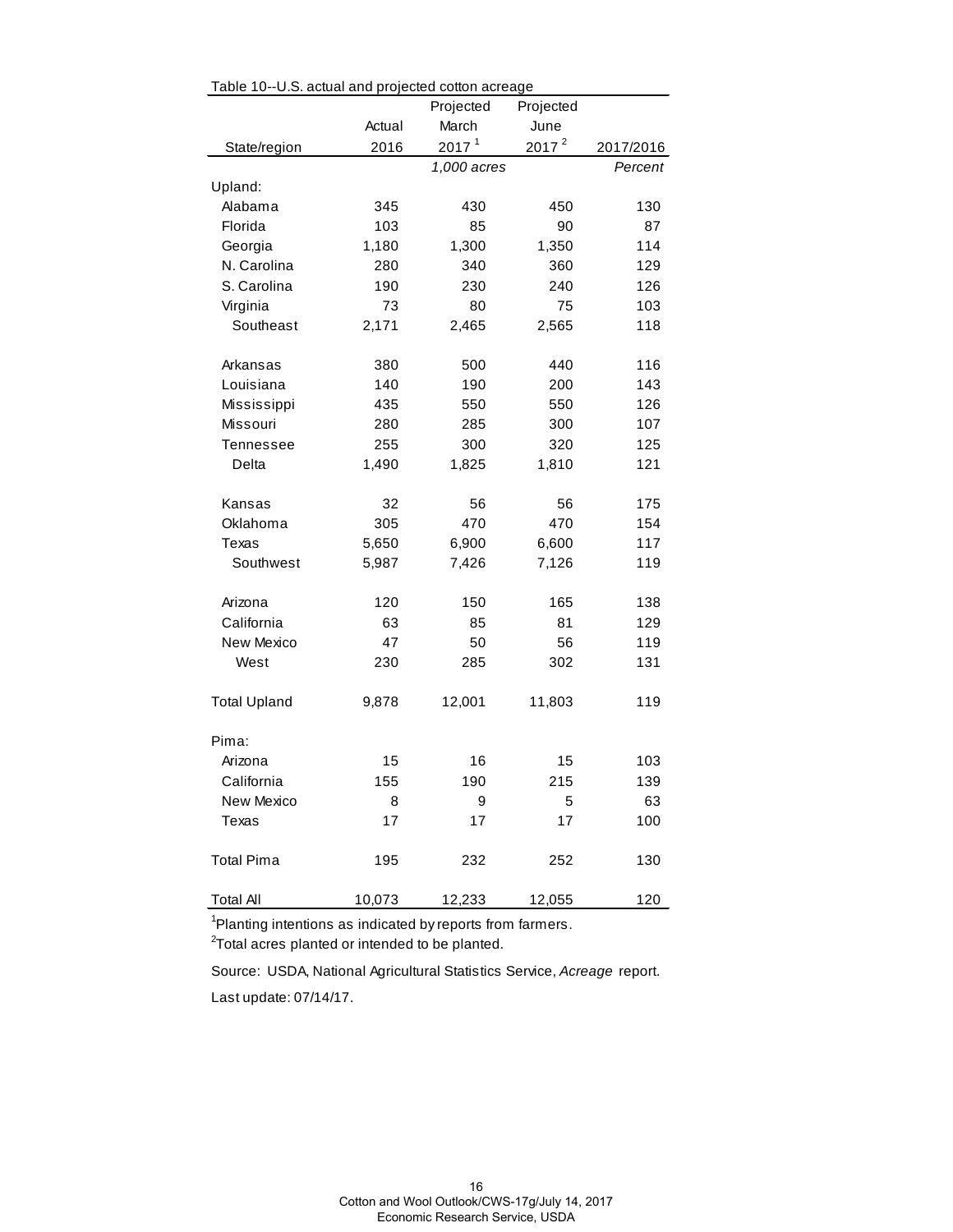Table 10--U.S. actual and projected cotton acreage

| State/region | Actual 2016 | Projected March 2017 [1] | Projected June 2017 [2] | 2017/2016 |
|---|---|---|---|---|
| | | *1,000 acres* | | *Percent* |
| Upland: | | | | |
| Alabama | 345 | 430 | 450 | 130 |
| Florida | 103 | 85 | 90 | 87 |
| Georgia | 1,180 | 1,300 | 1,350 | 114 |
| N. Carolina | 280 | 340 | 360 | 129 |
| S. Carolina | 190 | 230 | 240 | 126 |
| Virginia | 73 | 80 | 75 | 103 |
| Southeast | 2,171 | 2,465 | 2,565 | 118 |
| | | | | |
| Arkansas | 380 | 500 | 440 | 116 |
| Louisiana | 140 | 190 | 200 | 143 |
| Mississippi | 435 | 550 | 550 | 126 |
| Missouri | 280 | 285 | 300 | 107 |
| Tennessee | 255 | 300 | 320 | 125 |
| Delta | 1,490 | 1,825 | 1,810 | 121 |
| | | | | |
| Kansas | 32 | 56 | 56 | 175 |
| Oklahoma | 305 | 470 | 470 | 154 |
| Texas | 5,650 | 6,900 | 6,600 | 117 |
| Southwest | 5,987 | 7,426 | 7,126 | 119 |
| | | | | |
| Arizona | 120 | 150 | 165 | 138 |
| California | 63 | 85 | 81 | 129 |
| New Mexico | 47 | 50 | 56 | 119 |
| West | 230 | 285 | 302 | 131 |
| | | | | |
| Total Upland | 9,878 | 12,001 | 11,803 | 119 |
| | | | | |
| Pima: | | | | |
| Arizona | 15 | 16 | 15 | 103 |
| California | 155 | 190 | 215 | 139 |
| New Mexico | 8 | 9 | 5 | 63 |
| Texas | 17 | 17 | 17 | 100 |
| | | | | |
| Total Pima | 195 | 232 | 252 | 130 |
| | | | | |
| Total All | 10,073 | 12,233 | 12,055 | 120 |

[1]Planting intentions as indicated by reports from farmers.
[2]Total acres planted or intended to be planted.

Source: USDA, National Agricultural Statistics Service, *Acreage* report.

Last update: 07/14/17.